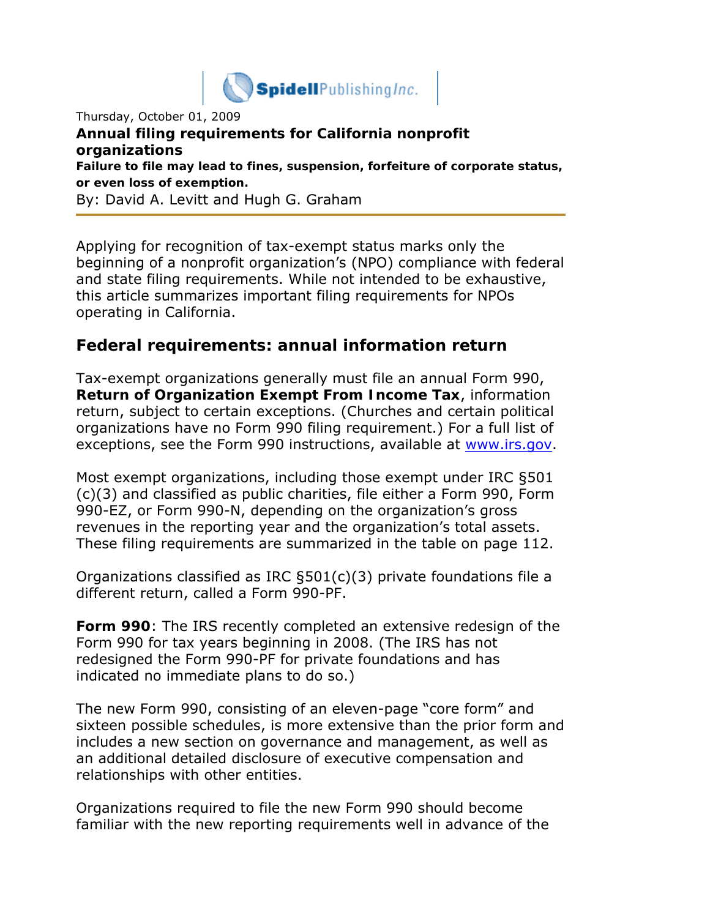Thursday, October 01, 2009

# Annual filing requirements for California nonprofit organizations

**Failure to file may lead to fines, suspension, forfeiture of corporate status, or even loss of exemption.**

By: David A. Levitt and Hugh G. Graham

Applying for recognition of tax-exempt status marks only the beginning of a nonprofit organization's (NPO) compliance with federal and state filing requirements. While not intended to be exhaustive, this article summarizes important filing requirements for NPOs operating in California.

## Federal requirements: annual information return

Tax-exempt organizations generally must file an annual Form 990, **Return of Organization Exempt From Income Tax**, information return, subject to certain exceptions. (Churches and certain political organizations have no Form 990 filing requirement.) For a full list of exceptions, see the Form 990 instructions, available at www.irs.gov.

Most exempt organizations, including those exempt under IRC §501 (c)(3) and classified as public charities, file either a Form 990, Form 990-EZ, or Form 990-N, depending on the organization's gross revenues in the reporting year and the organization's total assets. These filing requirements are summarized in the table on page 112.

Organizations classified as IRC §501(c)(3) private foundations file a different return, called a Form 990-PF.

**Form 990**: The IRS recently completed an extensive redesign of the Form 990 for tax years beginning in 2008. (The IRS has not redesigned the Form 990-PF for private foundations and has indicated no immediate plans to do so.)

The new Form 990, consisting of an eleven-page "core form" and sixteen possible schedules, is more extensive than the prior form and includes a new section on governance and management, as well as an additional detailed disclosure of executive compensation and relationships with other entities.

Organizations required to file the new Form 990 should become familiar with the new reporting requirements well in advance of the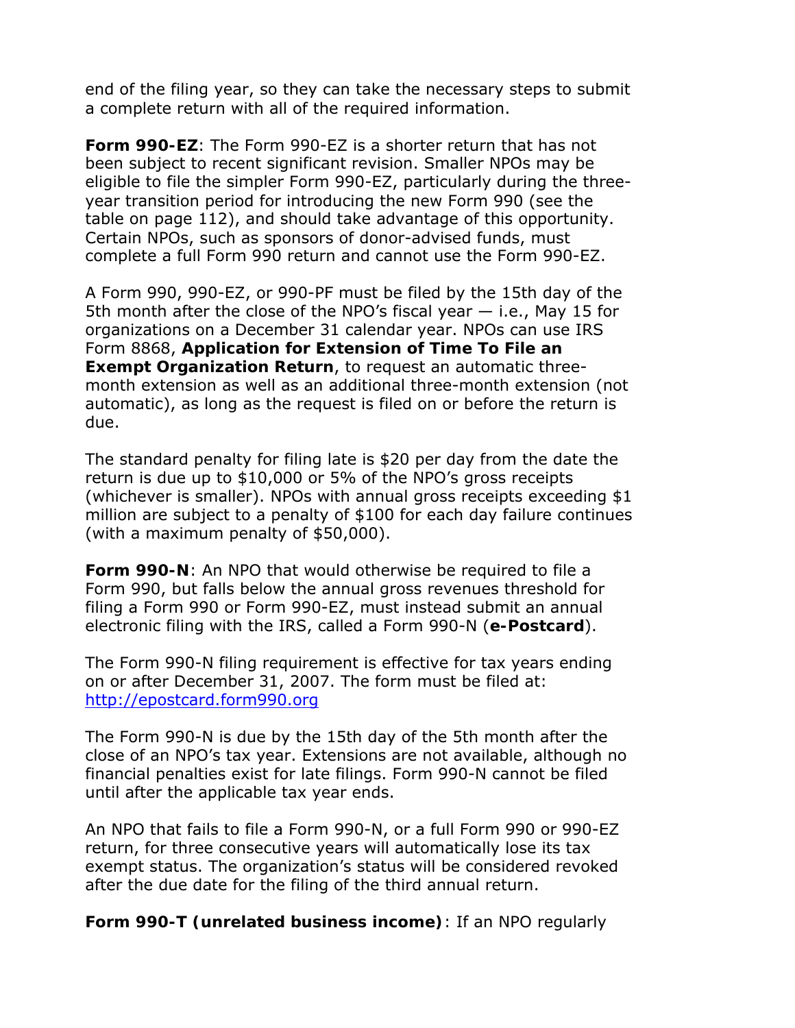end of the filing year, so they can take the necessary steps to submit a complete return with all of the required information.

**Form 990-EZ**: The Form 990-EZ is a shorter return that has not been subject to recent significant revision. Smaller NPOs may be eligible to file the simpler Form 990-EZ, particularly during the three-year transition period for introducing the new Form 990 (see the table on page 112), and should take advantage of this opportunity. Certain NPOs, such as sponsors of donor-advised funds, must complete a full Form 990 return and cannot use the Form 990-EZ.

A Form 990, 990-EZ, or 990-PF must be filed by the 15th day of the 5th month after the close of the NPO's fiscal year — i.e., May 15 for organizations on a December 31 calendar year. NPOs can use IRS Form 8868, **Application for Extension of Time To File an Exempt Organization Return**, to request an automatic three-month extension as well as an additional three-month extension (not automatic), as long as the request is filed on or before the return is due.

The standard penalty for filing late is $20 per day from the date the return is due up to $10,000 or 5% of the NPO's gross receipts (whichever is smaller). NPOs with annual gross receipts exceeding $1 million are subject to a penalty of $100 for each day failure continues (with a maximum penalty of $50,000).

**Form 990-N**: An NPO that would otherwise be required to file a Form 990, but falls below the annual gross revenues threshold for filing a Form 990 or Form 990-EZ, must instead submit an annual electronic filing with the IRS, called a Form 990-N (**e-Postcard**).

The Form 990-N filing requirement is effective for tax years ending on or after December 31, 2007. The form must be filed at: [http://epostcard.form990.org](http://epostcard.form990.org)

The Form 990-N is due by the 15th day of the 5th month after the close of an NPO's tax year. Extensions are not available, although no financial penalties exist for late filings. Form 990-N cannot be filed until after the applicable tax year ends.

An NPO that fails to file a Form 990-N, or a full Form 990 or 990-EZ return, for three consecutive years will automatically lose its tax exempt status. The organization's status will be considered revoked after the due date for the filing of the third annual return.

**Form 990-T (unrelated business income)**: If an NPO regularly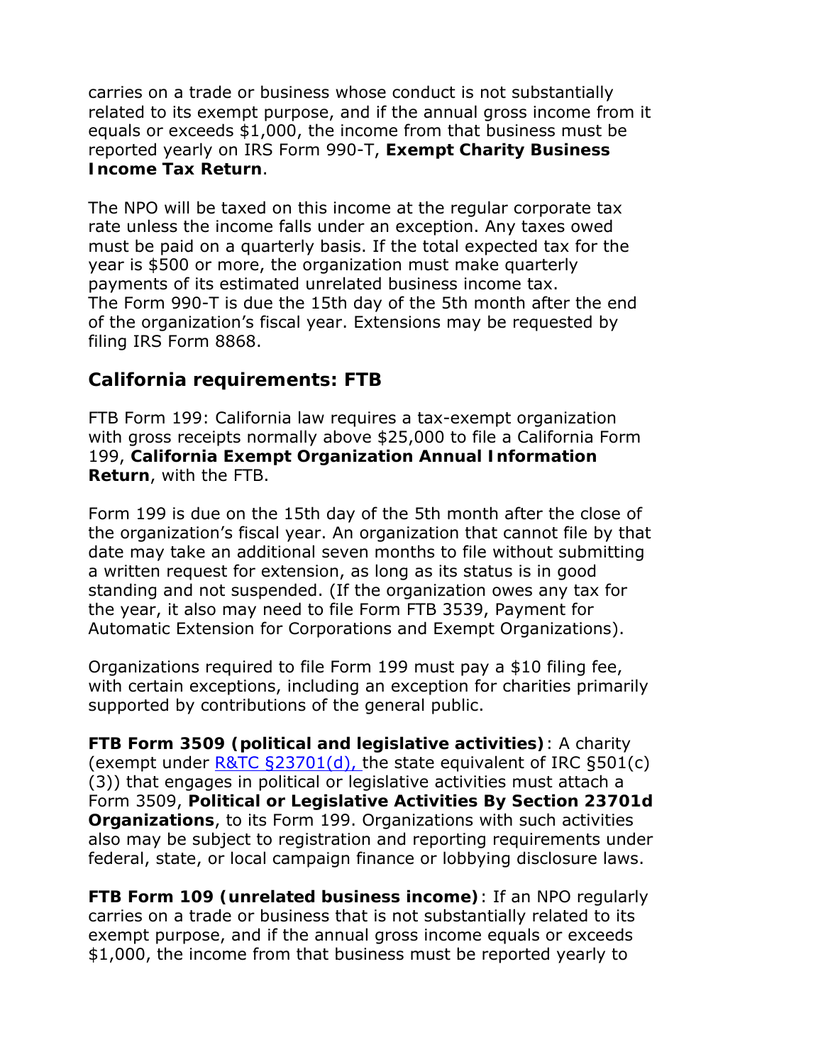carries on a trade or business whose conduct is not substantially related to its exempt purpose, and if the annual gross income from it equals or exceeds $1,000, the income from that business must be reported yearly on IRS Form 990-T, **Exempt Charity Business Income Tax Return**.

The NPO will be taxed on this income at the regular corporate tax rate unless the income falls under an exception. Any taxes owed must be paid on a quarterly basis. If the total expected tax for the year is $500 or more, the organization must make quarterly payments of its estimated unrelated business income tax. The Form 990-T is due the 15th day of the 5th month after the end of the organization's fiscal year. Extensions may be requested by filing IRS Form 8868.

## California requirements: FTB

FTB Form 199: California law requires a tax-exempt organization with gross receipts normally above $25,000 to file a California Form 199, **California Exempt Organization Annual Information Return**, with the FTB.

Form 199 is due on the 15th day of the 5th month after the close of the organization's fiscal year. An organization that cannot file by that date may take an additional seven months to file without submitting a written request for extension, as long as its status is in good standing and not suspended. (If the organization owes any tax for the year, it also may need to file Form FTB 3539, Payment for Automatic Extension for Corporations and Exempt Organizations).

Organizations required to file Form 199 must pay a $10 filing fee, with certain exceptions, including an exception for charities primarily supported by contributions of the general public.

**FTB Form 3509 (political and legislative activities)**: A charity (exempt under R&TC §23701(d), the state equivalent of IRC §501(c)(3)) that engages in political or legislative activities must attach a Form 3509, **Political or Legislative Activities By Section 23701d Organizations**, to its Form 199. Organizations with such activities also may be subject to registration and reporting requirements under federal, state, or local campaign finance or lobbying disclosure laws.

**FTB Form 109 (unrelated business income)**: If an NPO regularly carries on a trade or business that is not substantially related to its exempt purpose, and if the annual gross income equals or exceeds $1,000, the income from that business must be reported yearly to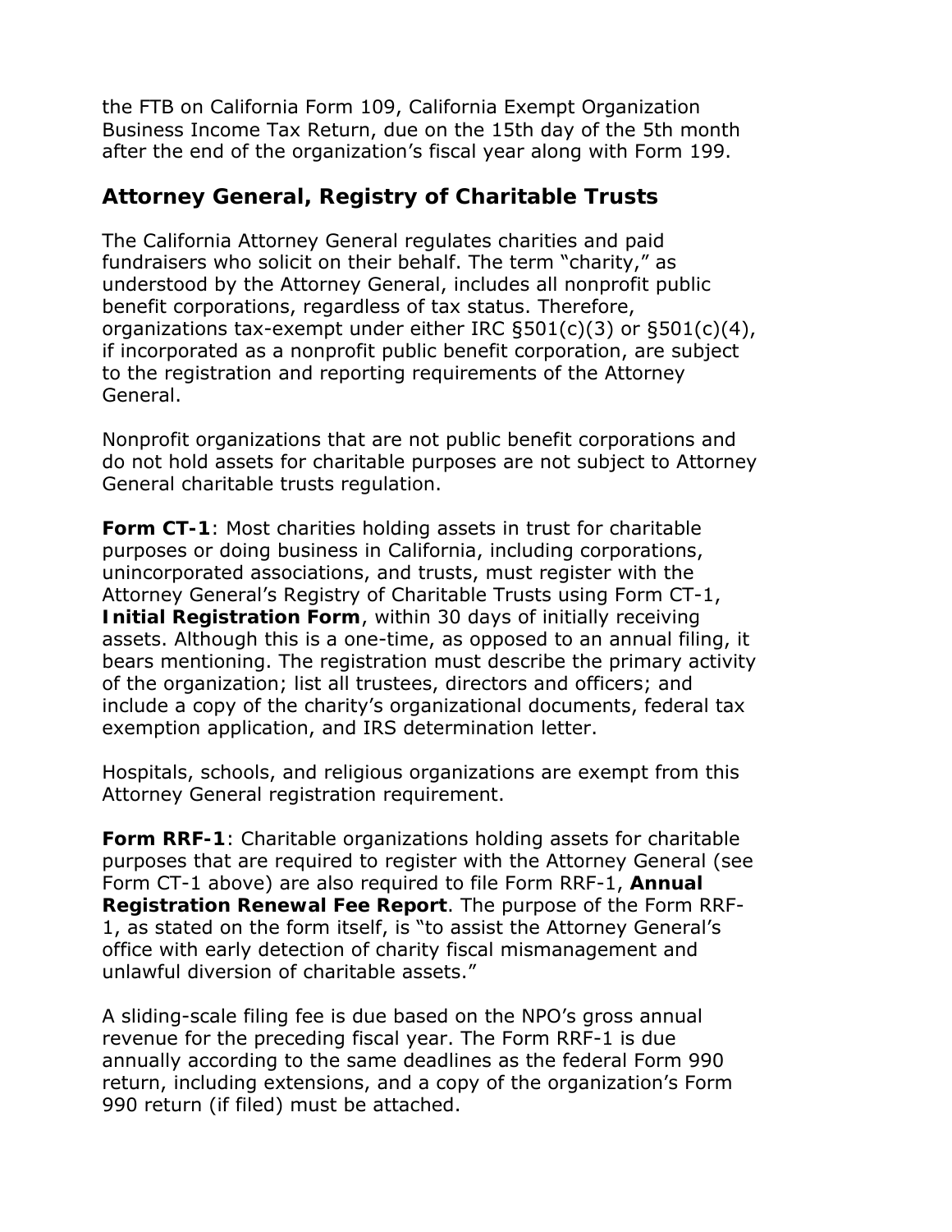the FTB on California Form 109, California Exempt Organization Business Income Tax Return, due on the 15th day of the 5th month after the end of the organization's fiscal year along with Form 199.

## Attorney General, Registry of Charitable Trusts

The California Attorney General regulates charities and paid fundraisers who solicit on their behalf. The term "charity," as understood by the Attorney General, includes all nonprofit public benefit corporations, regardless of tax status. Therefore, organizations tax-exempt under either IRC §501(c)(3) or §501(c)(4), if incorporated as a nonprofit public benefit corporation, are subject to the registration and reporting requirements of the Attorney General.

Nonprofit organizations that are not public benefit corporations and do not hold assets for charitable purposes are not subject to Attorney General charitable trusts regulation.

**Form CT-1**: Most charities holding assets in trust for charitable purposes or doing business in California, including corporations, unincorporated associations, and trusts, must register with the Attorney General's Registry of Charitable Trusts using Form CT-1, **Initial Registration Form**, within 30 days of initially receiving assets. Although this is a one-time, as opposed to an annual filing, it bears mentioning. The registration must describe the primary activity of the organization; list all trustees, directors and officers; and include a copy of the charity's organizational documents, federal tax exemption application, and IRS determination letter.

Hospitals, schools, and religious organizations are exempt from this Attorney General registration requirement.

**Form RRF-1**: Charitable organizations holding assets for charitable purposes that are required to register with the Attorney General (see Form CT-1 above) are also required to file Form RRF-1, **Annual Registration Renewal Fee Report**. The purpose of the Form RRF-1, as stated on the form itself, is "to assist the Attorney General's office with early detection of charity fiscal mismanagement and unlawful diversion of charitable assets."

A sliding-scale filing fee is due based on the NPO's gross annual revenue for the preceding fiscal year. The Form RRF-1 is due annually according to the same deadlines as the federal Form 990 return, including extensions, and a copy of the organization's Form 990 return (if filed) must be attached.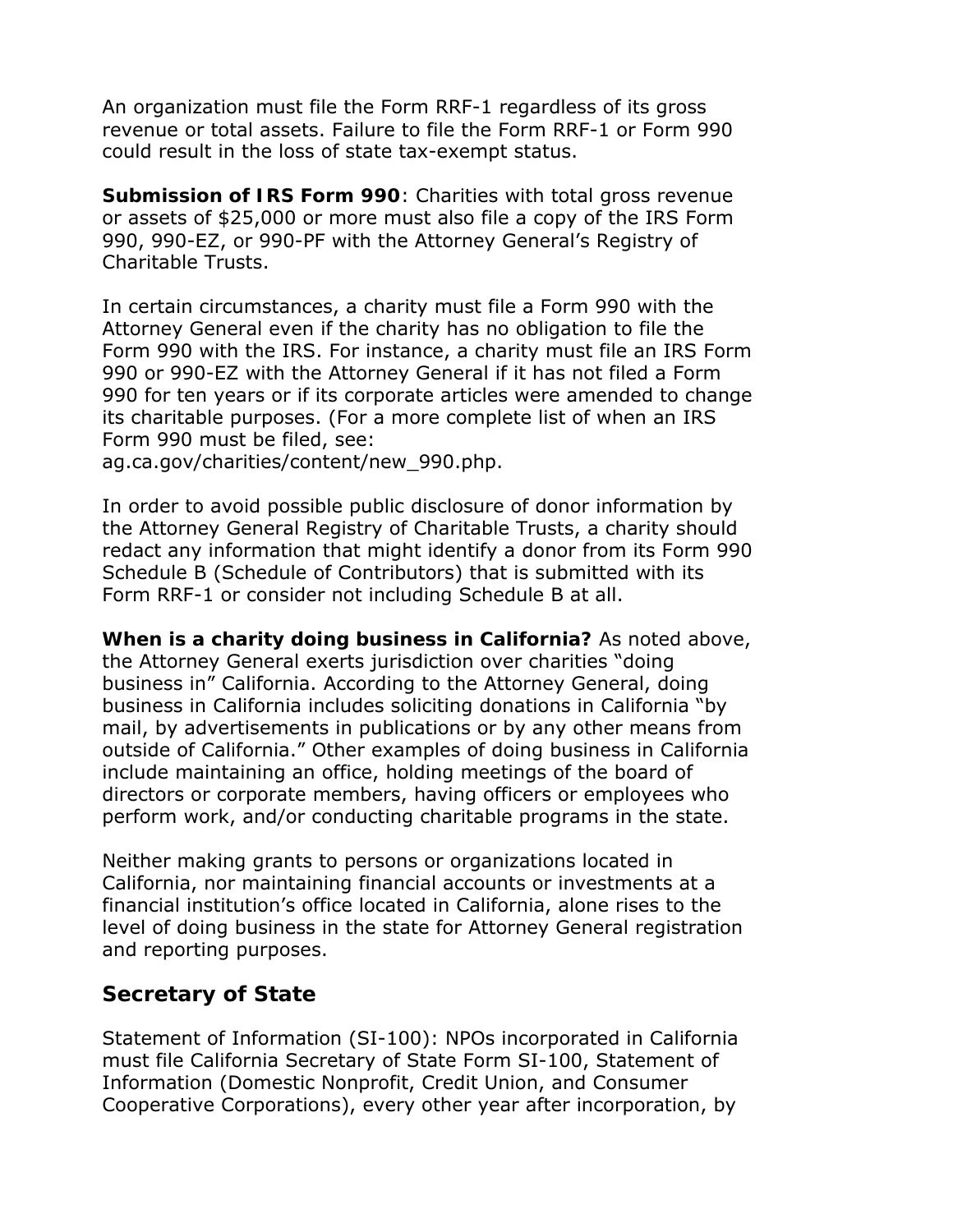An organization must file the Form RRF-1 regardless of its gross revenue or total assets. Failure to file the Form RRF-1 or Form 990 could result in the loss of state tax-exempt status.

**Submission of IRS Form 990**: Charities with total gross revenue or assets of $25,000 or more must also file a copy of the IRS Form 990, 990-EZ, or 990-PF with the Attorney General's Registry of Charitable Trusts.

In certain circumstances, a charity must file a Form 990 with the Attorney General even if the charity has no obligation to file the Form 990 with the IRS. For instance, a charity must file an IRS Form 990 or 990-EZ with the Attorney General if it has not filed a Form 990 for ten years or if its corporate articles were amended to change its charitable purposes. (For a more complete list of when an IRS Form 990 must be filed, see: ag.ca.gov/charities/content/new_990.php.

In order to avoid possible public disclosure of donor information by the Attorney General Registry of Charitable Trusts, a charity should redact any information that might identify a donor from its Form 990 Schedule B (Schedule of Contributors) that is submitted with its Form RRF-1 or consider not including Schedule B at all.

**When is a charity doing business in California?** As noted above, the Attorney General exerts jurisdiction over charities "doing business in" California. According to the Attorney General, doing business in California includes soliciting donations in California "by mail, by advertisements in publications or by any other means from outside of California." Other examples of doing business in California include maintaining an office, holding meetings of the board of directors or corporate members, having officers or employees who perform work, and/or conducting charitable programs in the state.

Neither making grants to persons or organizations located in California, nor maintaining financial accounts or investments at a financial institution's office located in California, alone rises to the level of doing business in the state for Attorney General registration and reporting purposes.

## Secretary of State

Statement of Information (SI-100): NPOs incorporated in California must file California Secretary of State Form SI-100, Statement of Information (Domestic Nonprofit, Credit Union, and Consumer Cooperative Corporations), every other year after incorporation, by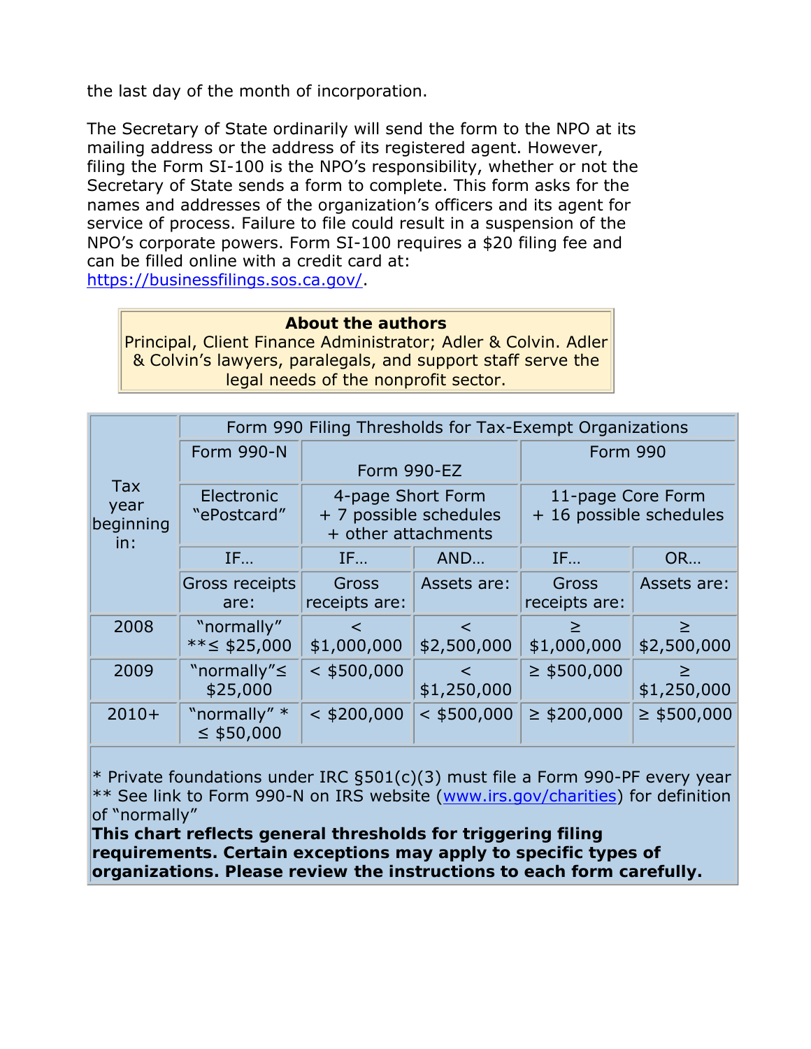the last day of the month of incorporation.

The Secretary of State ordinarily will send the form to the NPO at its mailing address or the address of its registered agent. However, filing the Form SI-100 is the NPO's responsibility, whether or not the Secretary of State sends a form to complete. This form asks for the names and addresses of the organization's officers and its agent for service of process. Failure to file could result in a suspension of the NPO's corporate powers. Form SI-100 requires a $20 filing fee and can be filled online with a credit card at: https://businessfilings.sos.ca.gov/.

**About the authors**
Principal, Client Finance Administrator; Adler & Colvin. Adler & Colvin's lawyers, paralegals, and support staff serve the legal needs of the nonprofit sector.

| Tax year beginning in: | Form 990 Filing Thresholds for Tax-Exempt Organizations | | | | |
|---|---|---|---|---|---|
| | Form 990-N | Form 990-EZ | | Form 990 | |
| | Electronic "ePostcard" | 4-page Short Form + 7 possible schedules + other attachments | | 11-page Core Form + 16 possible schedules | |
| | IF… | IF… | AND… | IF… | OR… |
| | Gross receipts are: | Gross receipts are: | Assets are: | Gross receipts are: | Assets are: |
| 2008 | "normally" **≤ $25,000 | < $1,000,000 | < $2,500,000 | ≥ $1,000,000 | ≥ $2,500,000 |
| 2009 | "normally"≤ $25,000 | < $500,000 | < $1,250,000 | ≥ $500,000 | ≥ $1,250,000 |
| 2010+ | "normally" * ≤ $50,000 | < $200,000 | < $500,000 | ≥ $200,000 | ≥ $500,000 |

\* Private foundations under IRC §501(c)(3) must file a Form 990-PF every year
** See link to Form 990-N on IRS website (www.irs.gov/charities) for definition of "normally"
**This chart reflects general thresholds for triggering filing requirements. Certain exceptions may apply to specific types of organizations. Please review the instructions to each form carefully.**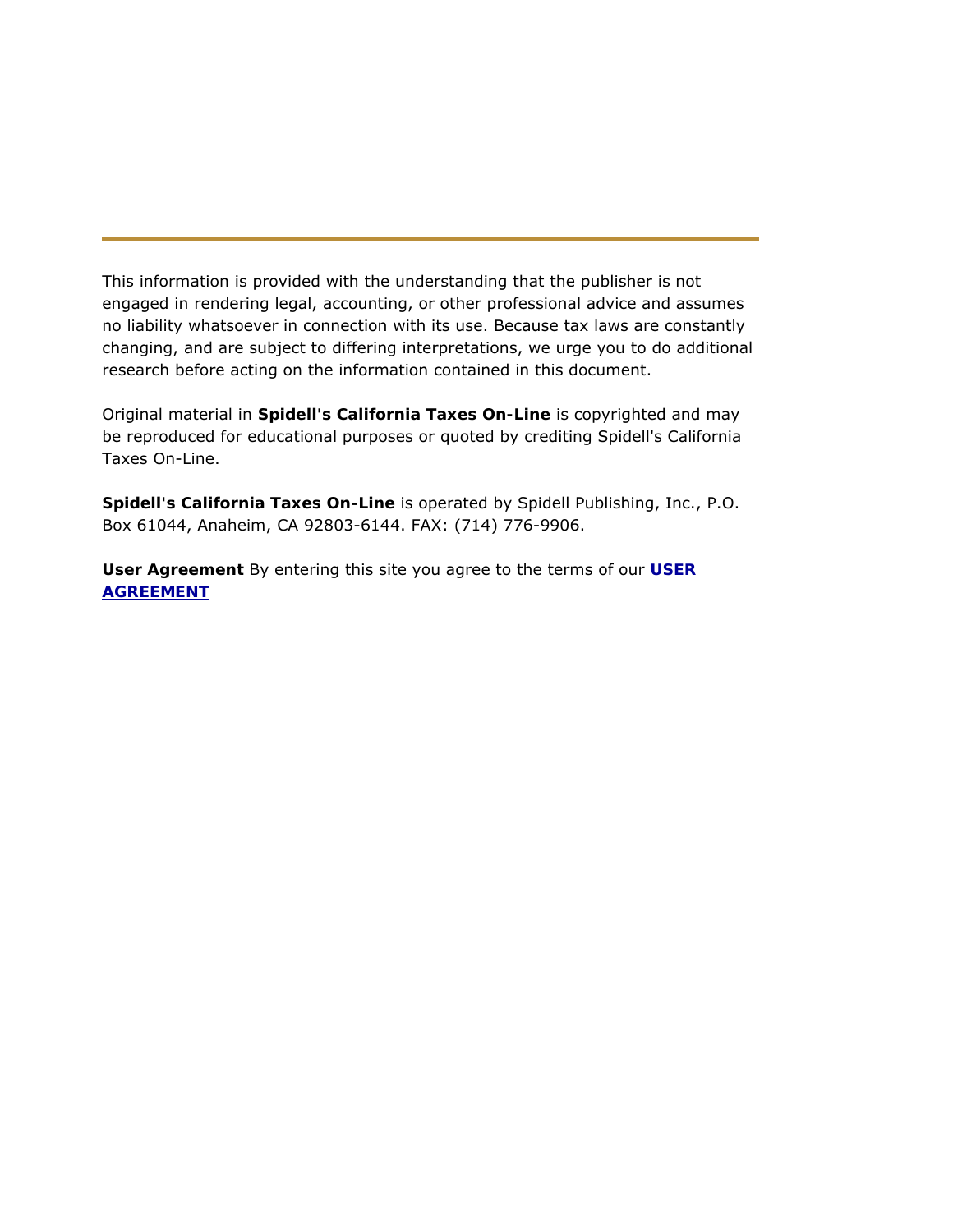---

This information is provided with the understanding that the publisher is not engaged in rendering legal, accounting, or other professional advice and assumes no liability whatsoever in connection with its use. Because tax laws are constantly changing, and are subject to differing interpretations, we urge you to do additional research before acting on the information contained in this document.

Original material in **Spidell's California Taxes On-Line** is copyrighted and may be reproduced for educational purposes or quoted by crediting Spidell's California Taxes On-Line.

**Spidell's California Taxes On-Line** is operated by Spidell Publishing, Inc., P.O. Box 61044, Anaheim, CA 92803-6144. FAX: (714) 776-9906.

**User Agreement** By entering this site you agree to the terms of our **USER AGREEMENT**